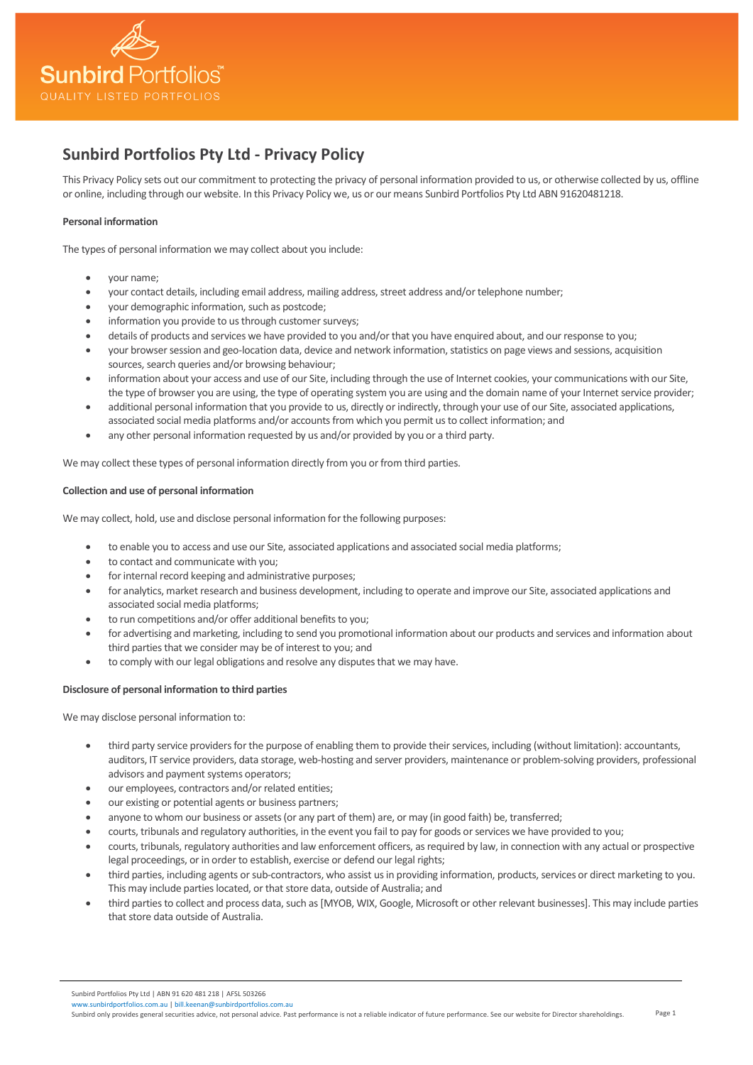# Sunbird Portfolios Pty Ltd - Privacy Policy

This Privacy Policy sets out our commitment to protecting the privacy of personal information provided to us, or otherwise collected by us, offline or online, including through our website. In this Privacy Policy we, us or our means Sunbird Portfolios Pty Ltd ABN 91620481218.

**Personal information**

The types of personal information we may collect about you include:

- your name;
- your contact details, including email address, mailing address, street address and/or telephone number;
- your demographic information, such as postcode;
- information you provide to us through customer surveys;
- details of products and services we have provided to you and/or that you have enquired about, and our response to you;
- your browser session and geo-location data, device and network information, statistics on page views and sessions, acquisition sources, search queries and/or browsing behaviour;
- information about your access and use of our Site, including through the use of Internet cookies, your communications with our Site, the type of browser you are using, the type of operating system you are using and the domain name of your Internet service provider;
- additional personal information that you provide to us, directly or indirectly, through your use of our Site, associated applications, associated social media platforms and/or accounts from which you permit us to collect information; and
- any other personal information requested by us and/or provided by you or a third party.

We may collect these types of personal information directly from you or from third parties.

**Collection and use of personal information**

We may collect, hold, use and disclose personal information for the following purposes:

- to enable you to access and use our Site, associated applications and associated social media platforms;
- to contact and communicate with you;
- for internal record keeping and administrative purposes;
- for analytics, market research and business development, including to operate and improve our Site, associated applications and associated social media platforms;
- to run competitions and/or offer additional benefits to you;
- for advertising and marketing, including to send you promotional information about our products and services and information about third parties that we consider may be of interest to you; and
- to comply with our legal obligations and resolve any disputes that we may have.

**Disclosure of personal information to third parties**

We may disclose personal information to:

- third party service providers for the purpose of enabling them to provide their services, including (without limitation): accountants, auditors, IT service providers, data storage, web-hosting and server providers, maintenance or problem-solving providers, professional advisors and payment systems operators;
- our employees, contractors and/or related entities;
- our existing or potential agents or business partners;
- anyone to whom our business or assets (or any part of them) are, or may (in good faith) be, transferred;
- courts, tribunals and regulatory authorities, in the event you fail to pay for goods or services we have provided to you;
- courts, tribunals, regulatory authorities and law enforcement officers, as required by law, in connection with any actual or prospective legal proceedings, or in order to establish, exercise or defend our legal rights;
- third parties, including agents or sub-contractors, who assist us in providing information, products, services or direct marketing to you. This may include parties located, or that store data, outside of Australia; and
- third parties to collect and process data, such as [MYOB, WIX, Google, Microsoft or other relevant businesses]. This may include parties that store data outside of Australia.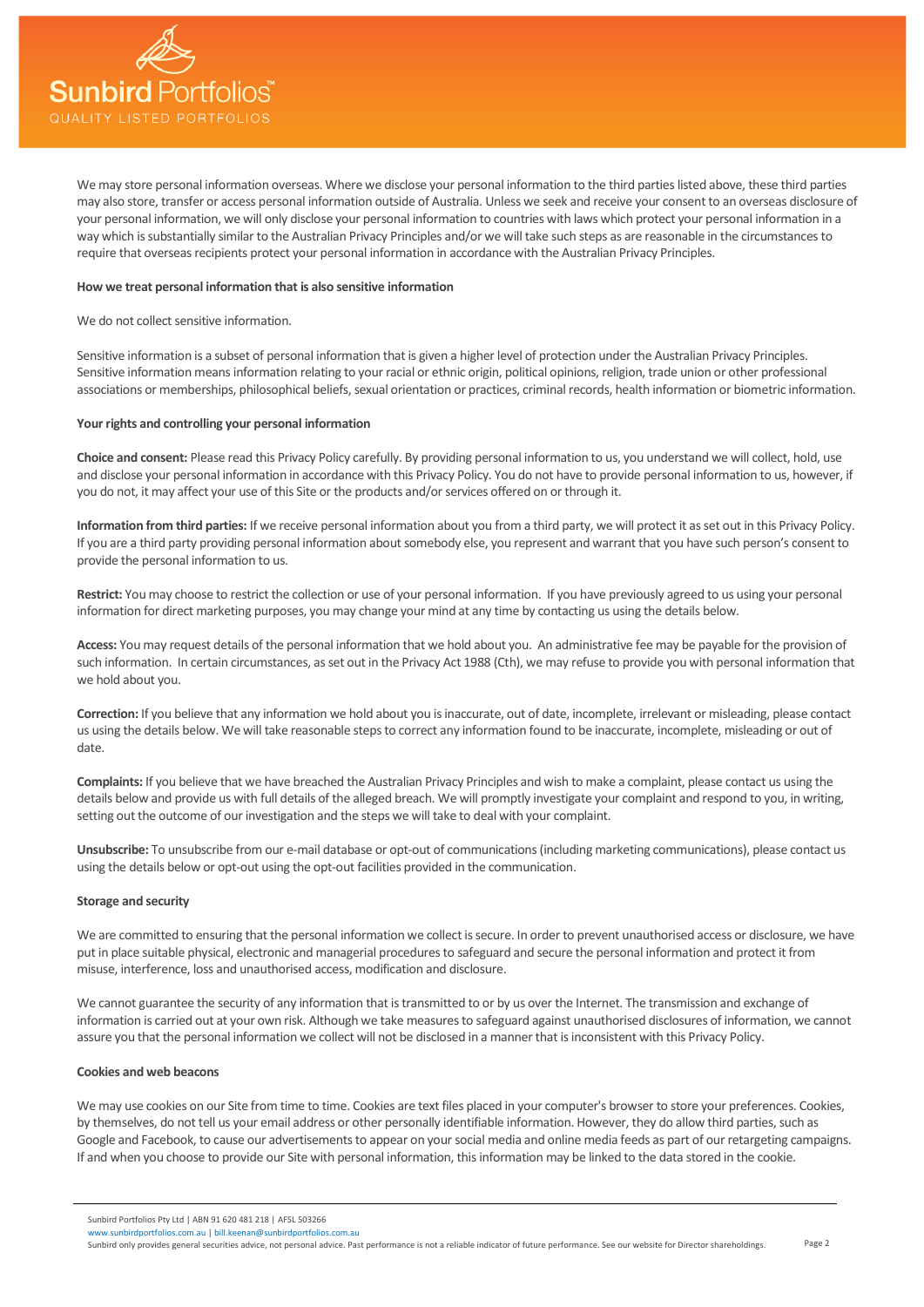We may store personal information overseas. Where we disclose your personal information to the third parties listed above, these third parties may also store, transfer or access personal information outside of Australia. Unless we seek and receive your consent to an overseas disclosure of your personal information, we will only disclose your personal information to countries with laws which protect your personal information in a way which is substantially similar to the Australian Privacy Principles and/or we will take such steps as are reasonable in the circumstances to require that overseas recipients protect your personal information in accordance with the Australian Privacy Principles.

**How we treat personal information that is also sensitive information**

We do not collect sensitive information.

Sensitive information is a subset of personal information that is given a higher level of protection under the Australian Privacy Principles. Sensitive information means information relating to your racial or ethnic origin, political opinions, religion, trade union or other professional associations or memberships, philosophical beliefs, sexual orientation or practices, criminal records, health information or biometric information.

**Your rights and controlling your personal information**

**Choice and consent:** Please read this Privacy Policy carefully. By providing personal information to us, you understand we will collect, hold, use and disclose your personal information in accordance with this Privacy Policy. You do not have to provide personal information to us, however, if you do not, it may affect your use of this Site or the products and/or services offered on or through it.

**Information from third parties:** If we receive personal information about you from a third party, we will protect it as set out in this Privacy Policy. If you are a third party providing personal information about somebody else, you represent and warrant that you have such person's consent to provide the personal information to us.

**Restrict:** You may choose to restrict the collection or use of your personal information. If you have previously agreed to us using your personal information for direct marketing purposes, you may change your mind at any time by contacting us using the details below.

**Access:** You may request details of the personal information that we hold about you. An administrative fee may be payable for the provision of such information. In certain circumstances, as set out in the Privacy Act 1988 (Cth), we may refuse to provide you with personal information that we hold about you.

**Correction:** If you believe that any information we hold about you is inaccurate, out of date, incomplete, irrelevant or misleading, please contact us using the details below. We will take reasonable steps to correct any information found to be inaccurate, incomplete, misleading or out of date.

**Complaints:** If you believe that we have breached the Australian Privacy Principles and wish to make a complaint, please contact us using the details below and provide us with full details of the alleged breach. We will promptly investigate your complaint and respond to you, in writing, setting out the outcome of our investigation and the steps we will take to deal with your complaint.

**Unsubscribe:** To unsubscribe from our e-mail database or opt-out of communications (including marketing communications), please contact us using the details below or opt-out using the opt-out facilities provided in the communication.

**Storage and security**

We are committed to ensuring that the personal information we collect is secure. In order to prevent unauthorised access or disclosure, we have put in place suitable physical, electronic and managerial procedures to safeguard and secure the personal information and protect it from misuse, interference, loss and unauthorised access, modification and disclosure.

We cannot guarantee the security of any information that is transmitted to or by us over the Internet. The transmission and exchange of information is carried out at your own risk. Although we take measures to safeguard against unauthorised disclosures of information, we cannot assure you that the personal information we collect will not be disclosed in a manner that is inconsistent with this Privacy Policy.

**Cookies and web beacons**

We may use cookies on our Site from time to time. Cookies are text files placed in your computer's browser to store your preferences. Cookies, by themselves, do not tell us your email address or other personally identifiable information. However, they do allow third parties, such as Google and Facebook, to cause our advertisements to appear on your social media and online media feeds as part of our retargeting campaigns. If and when you choose to provide our Site with personal information, this information may be linked to the data stored in the cookie.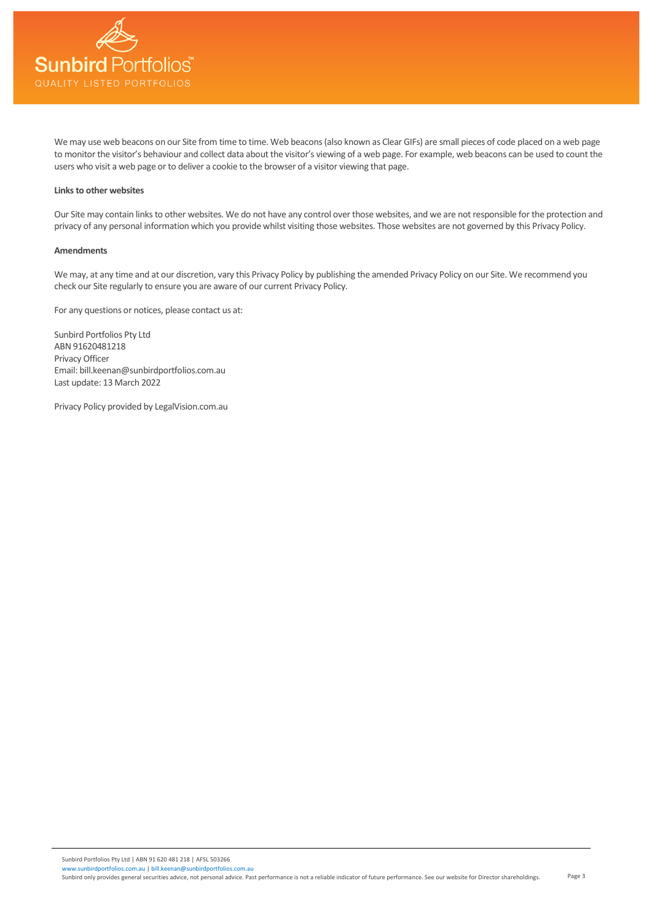We may use web beacons on our Site from time to time. Web beacons (also known as Clear GIFs) are small pieces of code placed on a web page to monitor the visitor's behaviour and collect data about the visitor's viewing of a web page. For example, web beacons can be used to count the users who visit a web page or to deliver a cookie to the browser of a visitor viewing that page.

**Links to other websites**

Our Site may contain links to other websites. We do not have any control over those websites, and we are not responsible for the protection and privacy of any personal information which you provide whilst visiting those websites. Those websites are not governed by this Privacy Policy.

**Amendments**

We may, at any time and at our discretion, vary this Privacy Policy by publishing the amended Privacy Policy on our Site. We recommend you check our Site regularly to ensure you are aware of our current Privacy Policy.

For any questions or notices, please contact us at:

Sunbird Portfolios Pty Ltd
ABN 91620481218
Privacy Officer
Email: bill.keenan@sunbirdportfolios.com.au
Last update: 13 March 2022

Privacy Policy provided by LegalVision.com.au